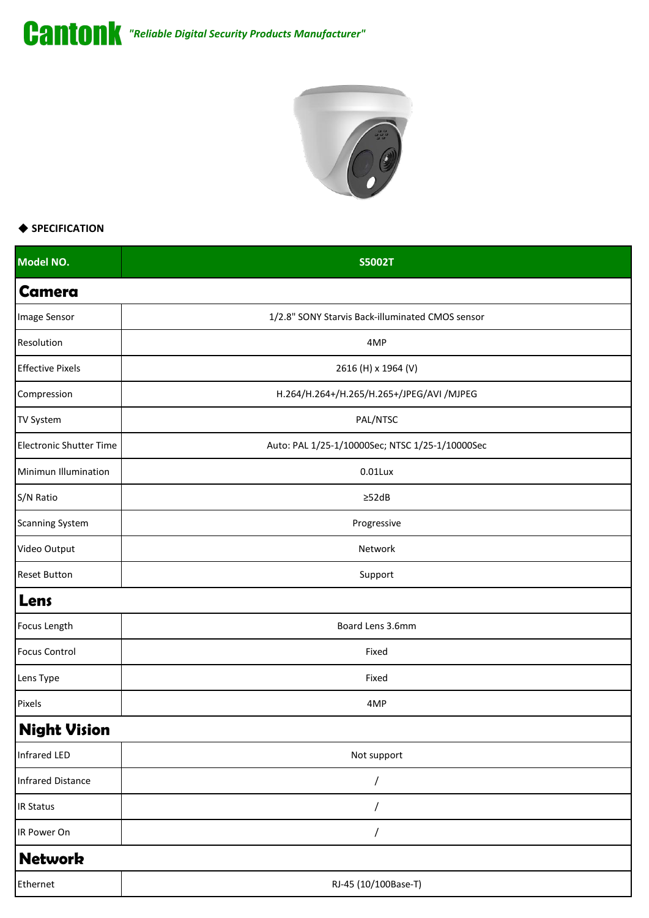# Cantonk *"Reliable Digital Security Products Manufacturer"*

◆ **SPECIFICATION**

| Model NO. | S5002T |
|---|---|
| **Camera** | |
| Image Sensor | 1/2.8" SONY Starvis Back-illuminated CMOS sensor |
| Resolution | 4MP |
| Effective Pixels | 2616 (H) x 1964 (V) |
| Compression | H.264/H.264+/H.265/H.265+/JPEG/AVI /MJPEG |
| TV System | PAL/NTSC |
| Electronic Shutter Time | Auto: PAL 1/25-1/10000Sec; NTSC 1/25-1/10000Sec |
| Minimun Illumination | 0.01Lux |
| S/N Ratio | ≥52dB |
| Scanning System | Progressive |
| Video Output | Network |
| Reset Button | Support |
| **Lens** | |
| Focus Length | Board Lens 3.6mm |
| Focus Control | Fixed |
| Lens Type | Fixed |
| Pixels | 4MP |
| **Night Vision** | |
| Infrared LED | Not support |
| Infrared Distance | / |
| IR Status | / |
| IR Power On | / |
| **Network** | |
| Ethernet | RJ-45 (10/100Base-T) |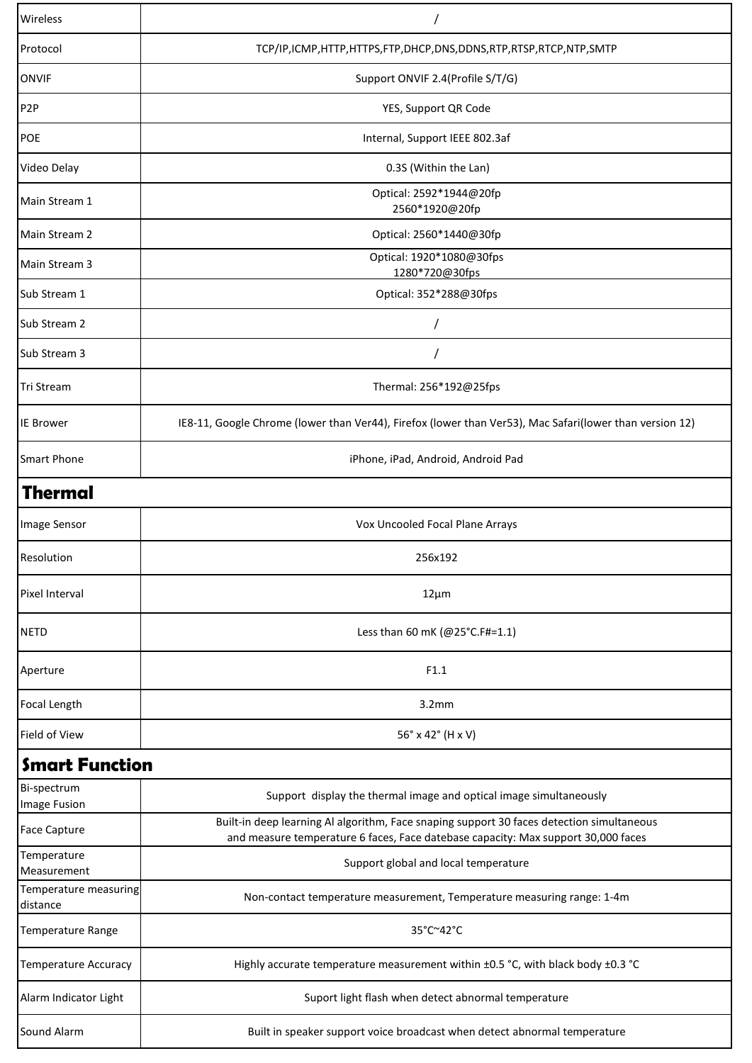| Wireless | / |
|---|---|
| Protocol | TCP/IP,ICMP,HTTP,HTTPS,FTP,DHCP,DNS,DDNS,RTP,RTSP,RTCP,NTP,SMTP |
| ONVIF | Support ONVIF 2.4(Profile S/T/G) |
| P2P | YES, Support QR Code |
| POE | Internal, Support IEEE 802.3af |
| Video Delay | 0.3S (Within the Lan) |
| Main Stream 1 | Optical: 2592*1944@20fp<br>2560*1920@20fp |
| Main Stream 2 | Optical: 2560*1440@30fp |
| Main Stream 3 | Optical: 1920*1080@30fps<br>1280*720@30fps |
| Sub Stream 1 | Optical: 352*288@30fps |
| Sub Stream 2 | / |
| Sub Stream 3 | / |
| Tri Stream | Thermal: 256*192@25fps |
| IE Brower | IE8-11, Google Chrome (lower than Ver44), Firefox (lower than Ver53), Mac Safari(lower than version 12) |
| Smart Phone | iPhone, iPad, Android, Android Pad |

## Thermal

| Image Sensor | Vox Uncooled Focal Plane Arrays |
|---|---|
| Resolution | 256x192 |
| Pixel Interval | 12μm |
| NETD | Less than 60 mK (@25°C.F#=1.1) |
| Aperture | F1.1 |
| Focal Length | 3.2mm |
| Field of View | 56° x 42° (H x V) |

## Smart Function

| Bi-spectrum Image Fusion | Support display the thermal image and optical image simultaneously |
|---|---|
| Face Capture | Built-in deep learning Al algorithm, Face snaping support 30 faces detection simultaneous and measure temperature 6 faces, Face datebase capacity: Max support 30,000 faces |
| Temperature Measurement | Support global and local temperature |
| Temperature measuring distance | Non-contact temperature measurement, Temperature measuring range: 1-4m |
| Temperature Range | 35°C~42°C |
| Temperature Accuracy | Highly accurate temperature measurement within ±0.5 °C, with black body ±0.3 °C |
| Alarm Indicator Light | Suport light flash when detect abnormal temperature |
| Sound Alarm | Built in speaker support voice broadcast when detect abnormal temperature |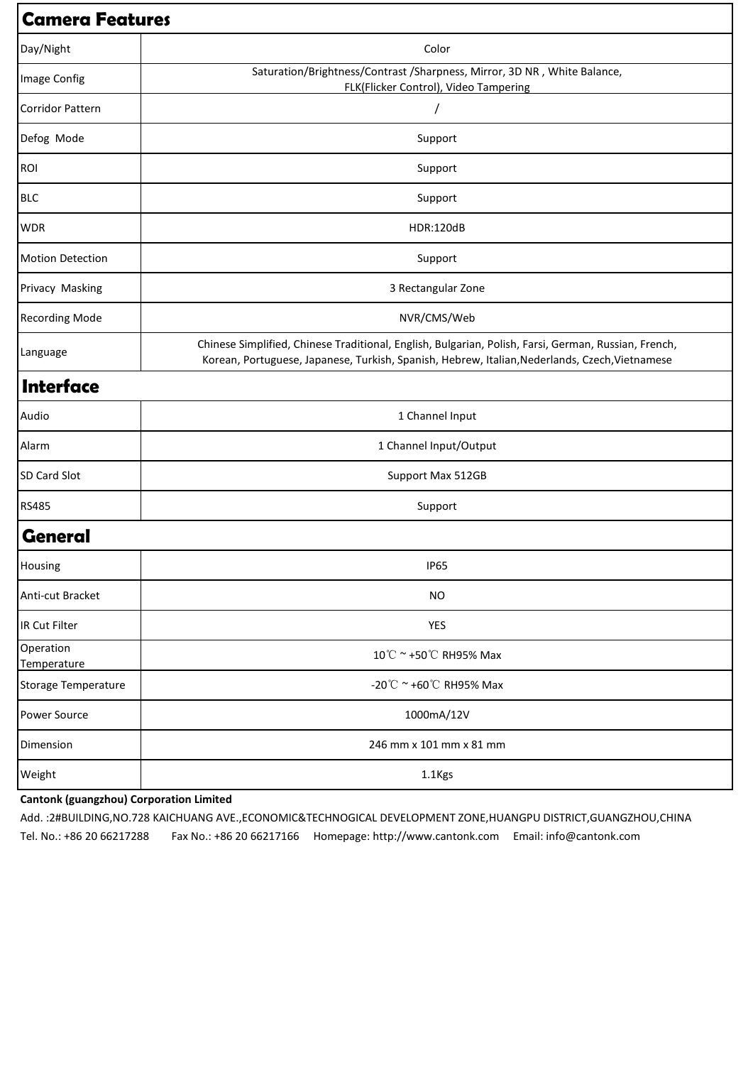## Camera Features

| | |
|---|---|
| Day/Night | Color |
| Image Config | Saturation/Brightness/Contrast /Sharpness, Mirror, 3D NR , White Balance, FLK(Flicker Control), Video Tampering |
| Corridor Pattern | / |
| Defog Mode | Support |
| ROI | Support |
| BLC | Support |
| WDR | HDR:120dB |
| Motion Detection | Support |
| Privacy Masking | 3 Rectangular Zone |
| Recording Mode | NVR/CMS/Web |
| Language | Chinese Simplified, Chinese Traditional, English, Bulgarian, Polish, Farsi, German, Russian, French, Korean, Portuguese, Japanese, Turkish, Spanish, Hebrew, Italian,Nederlands, Czech,Vietnamese |

## Interface

| | |
|---|---|
| Audio | 1 Channel Input |
| Alarm | 1 Channel Input/Output |
| SD Card Slot | Support Max 512GB |
| RS485 | Support |

## General

| | |
|---|---|
| Housing | IP65 |
| Anti-cut Bracket | NO |
| IR Cut Filter | YES |
| Operation Temperature | 10℃ ~ +50℃ RH95% Max |
| Storage Temperature | -20℃ ~ +60℃ RH95% Max |
| Power Source | 1000mA/12V |
| Dimension | 246 mm x 101 mm x 81 mm |
| Weight | 1.1Kgs |

**Cantonk (guangzhou) Corporation Limited**

Add. :2#BUILDING,NO.728 KAICHUANG AVE.,ECONOMIC&TECHNOGICAL DEVELOPMENT ZONE,HUANGPU DISTRICT,GUANGZHOU,CHINA

Tel. No.: +86 20 66217288 Fax No.: +86 20 66217166 Homepage: http://www.cantonk.com Email: info@cantonk.com